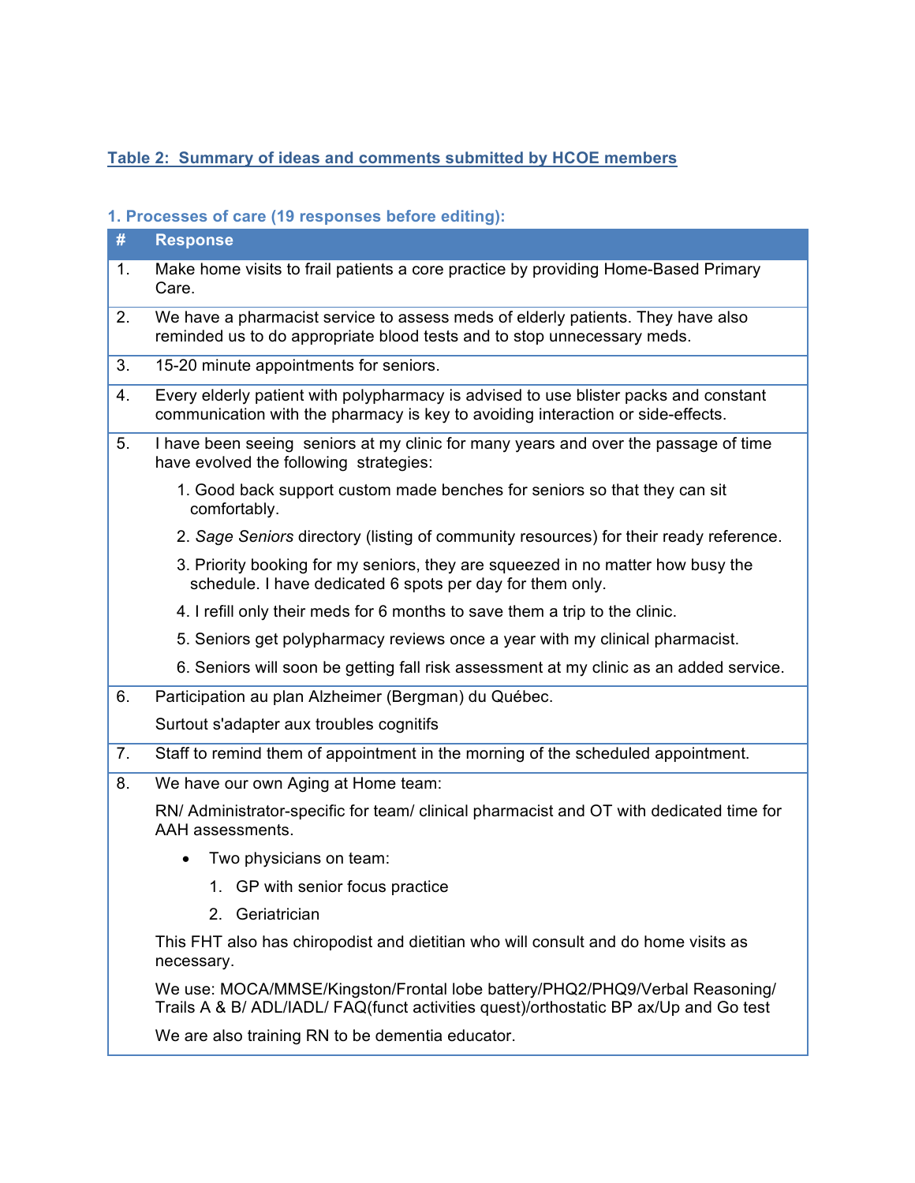## Table 2: Summary of ideas and comments submitted by HCOE members

### 1. Processes of care (19 responses before editing):

| # | Response |
|---|---|
| 1. | Make home visits to frail patients a core practice by providing Home-Based Primary Care. |
| 2. | We have a pharmacist service to assess meds of elderly patients. They have also reminded us to do appropriate blood tests and to stop unnecessary meds. |
| 3. | 15-20 minute appointments for seniors. |
| 4. | Every elderly patient with polypharmacy is advised to use blister packs and constant communication with the pharmacy is key to avoiding interaction or side-effects. |
| 5. | I have been seeing seniors at my clinic for many years and over the passage of time have evolved the following strategies:<br>1. Good back support custom made benches for seniors so that they can sit comfortably.<br>2. *Sage Seniors* directory (listing of community resources) for their ready reference.<br>3. Priority booking for my seniors, they are squeezed in no matter how busy the schedule. I have dedicated 6 spots per day for them only.<br>4. I refill only their meds for 6 months to save them a trip to the clinic.<br>5. Seniors get polypharmacy reviews once a year with my clinical pharmacist.<br>6. Seniors will soon be getting fall risk assessment at my clinic as an added service. |
| 6. | Participation au plan Alzheimer (Bergman) du Québec.<br>Surtout s'adapter aux troubles cognitifs |
| 7. | Staff to remind them of appointment in the morning of the scheduled appointment. |
| 8. | We have our own Aging at Home team:<br>RN/ Administrator-specific for team/ clinical pharmacist and OT with dedicated time for AAH assessments.<br>• Two physicians on team:<br>1. GP with senior focus practice<br>2. Geriatrician<br>This FHT also has chiropodist and dietitian who will consult and do home visits as necessary.<br>We use: MOCA/MMSE/Kingston/Frontal lobe battery/PHQ2/PHQ9/Verbal Reasoning/ Trails A & B/ ADL/IADL/ FAQ(funct activities quest)/orthostatic BP ax/Up and Go test<br>We are also training RN to be dementia educator. |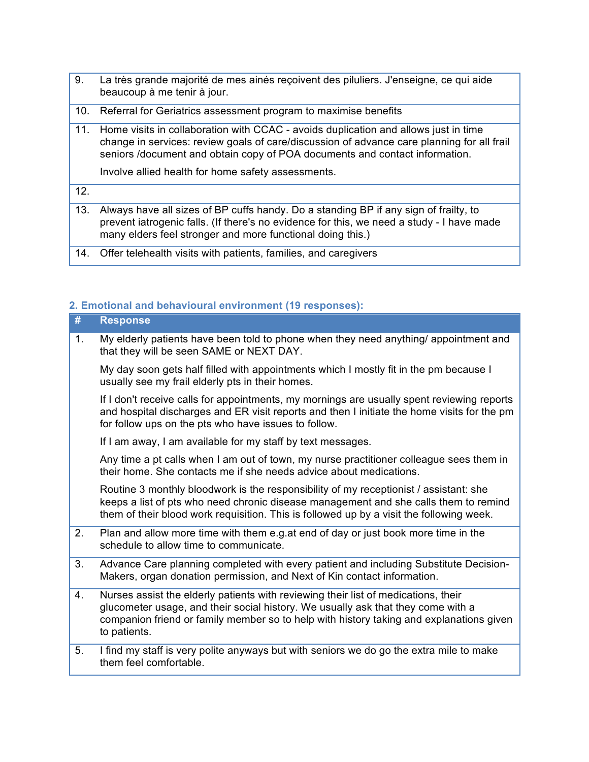| # | Response |
|---|---|
| 9. | La très grande majorité de mes ainés reçoivent des piluliers. J'enseigne, ce qui aide beaucoup à me tenir à jour. |
| 10. | Referral for Geriatrics assessment program to maximise benefits |
| 11. | Home visits in collaboration with CCAC - avoids duplication and allows just in time change in services: review goals of care/discussion of advance care planning for all frail seniors /document and obtain copy of POA documents and contact information.<br><br>Involve allied health for home safety assessments. |
| 12. | |
| 13. | Always have all sizes of BP cuffs handy. Do a standing BP if any sign of frailty, to prevent iatrogenic falls. (If there's no evidence for this, we need a study - I have made many elders feel stronger and more functional doing this.) |
| 14. | Offer telehealth visits with patients, families, and caregivers |

### 2. Emotional and behavioural environment (19 responses):

| # | Response |
|---|---|
| 1. | My elderly patients have been told to phone when they need anything/ appointment and that they will be seen SAME or NEXT DAY.<br><br>My day soon gets half filled with appointments which I mostly fit in the pm because I usually see my frail elderly pts in their homes.<br><br>If I don't receive calls for appointments, my mornings are usually spent reviewing reports and hospital discharges and ER visit reports and then I initiate the home visits for the pm for follow ups on the pts who have issues to follow.<br><br>If I am away, I am available for my staff by text messages.<br><br>Any time a pt calls when I am out of town, my nurse practitioner colleague sees them in their home. She contacts me if she needs advice about medications.<br><br>Routine 3 monthly bloodwork is the responsibility of my receptionist / assistant: she keeps a list of pts who need chronic disease management and she calls them to remind them of their blood work requisition. This is followed up by a visit the following week. |
| 2. | Plan and allow more time with them e.g.at end of day or just book more time in the schedule to allow time to communicate. |
| 3. | Advance Care planning completed with every patient and including Substitute Decision-Makers, organ donation permission, and Next of Kin contact information. |
| 4. | Nurses assist the elderly patients with reviewing their list of medications, their glucometer usage, and their social history. We usually ask that they come with a companion friend or family member so to help with history taking and explanations given to patients. |
| 5. | I find my staff is very polite anyways but with seniors we do go the extra mile to make them feel comfortable. |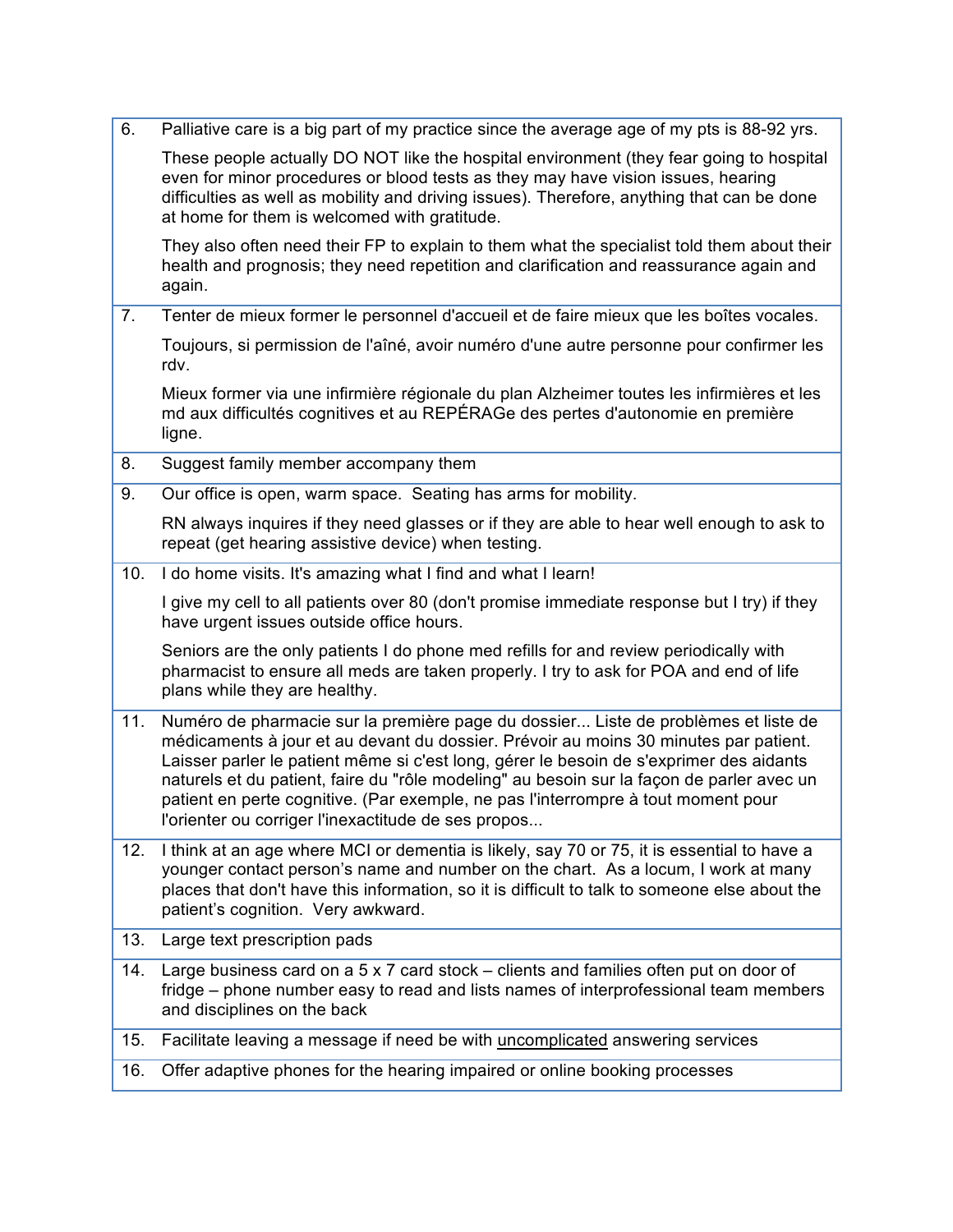| | |
|---|---|
| 6. | Palliative care is a big part of my practice since the average age of my pts is 88-92 yrs.<br><br>These people actually DO NOT like the hospital environment (they fear going to hospital even for minor procedures or blood tests as they may have vision issues, hearing difficulties as well as mobility and driving issues). Therefore, anything that can be done at home for them is welcomed with gratitude.<br><br>They also often need their FP to explain to them what the specialist told them about their health and prognosis; they need repetition and clarification and reassurance again and again. |
| 7. | Tenter de mieux former le personnel d'accueil et de faire mieux que les boîtes vocales.<br><br>Toujours, si permission de l'aîné, avoir numéro d'une autre personne pour confirmer les rdv.<br><br>Mieux former via une infirmière régionale du plan Alzheimer toutes les infirmières et les md aux difficultés cognitives et au REPÉRAGe des pertes d'autonomie en première ligne. |
| 8. | Suggest family member accompany them |
| 9. | Our office is open, warm space. Seating has arms for mobility.<br><br>RN always inquires if they need glasses or if they are able to hear well enough to ask to repeat (get hearing assistive device) when testing. |
| 10. | I do home visits. It's amazing what I find and what I learn!<br><br>I give my cell to all patients over 80 (don't promise immediate response but I try) if they have urgent issues outside office hours.<br><br>Seniors are the only patients I do phone med refills for and review periodically with pharmacist to ensure all meds are taken properly. I try to ask for POA and end of life plans while they are healthy. |
| 11. | Numéro de pharmacie sur la première page du dossier... Liste de problèmes et liste de médicaments à jour et au devant du dossier. Prévoir au moins 30 minutes par patient. Laisser parler le patient même si c'est long, gérer le besoin de s'exprimer des aidants naturels et du patient, faire du "rôle modeling" au besoin sur la façon de parler avec un patient en perte cognitive. (Par exemple, ne pas l'interrompre à tout moment pour l'orienter ou corriger l'inexactitude de ses propos... |
| 12. | I think at an age where MCI or dementia is likely, say 70 or 75, it is essential to have a younger contact person's name and number on the chart. As a locum, I work at many places that don't have this information, so it is difficult to talk to someone else about the patient's cognition. Very awkward. |
| 13. | Large text prescription pads |
| 14. | Large business card on a 5 x 7 card stock – clients and families often put on door of fridge – phone number easy to read and lists names of interprofessional team members and disciplines on the back |
| 15. | Facilitate leaving a message if need be with <u>uncomplicated</u> answering services |
| 16. | Offer adaptive phones for the hearing impaired or online booking processes |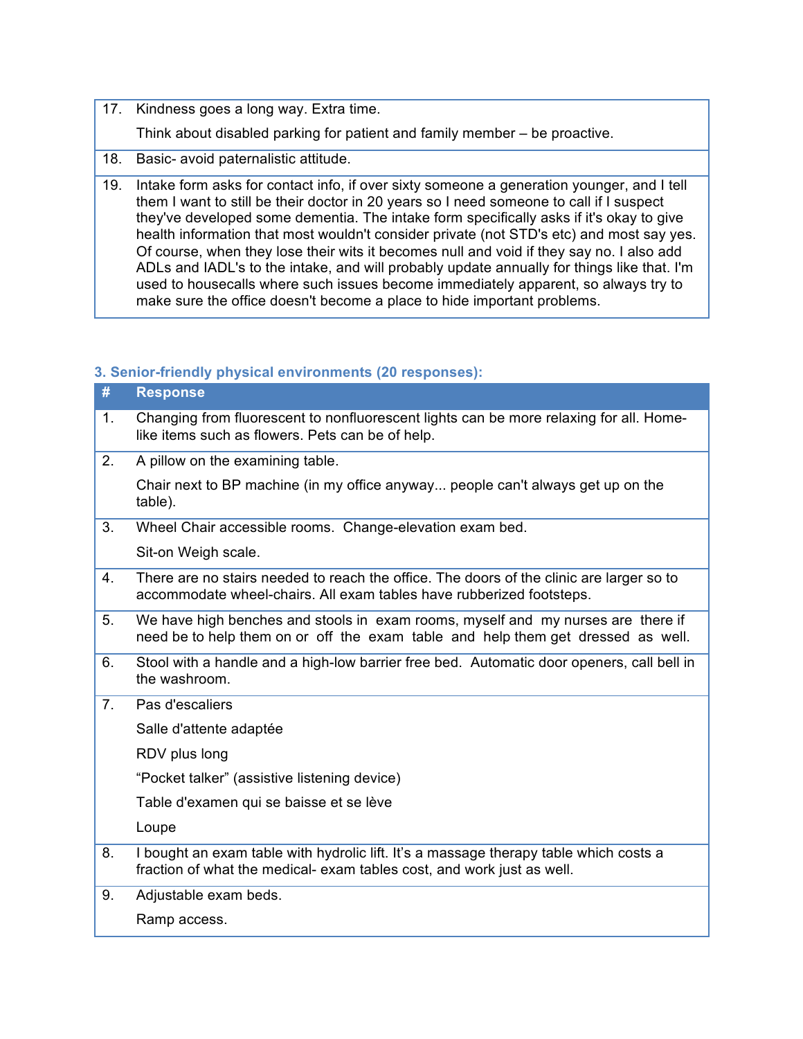| # | Response |
|---|---|
| 17. | Kindness goes a long way. Extra time.<br><br>Think about disabled parking for patient and family member – be proactive. |
| 18. | Basic- avoid paternalistic attitude. |
| 19. | Intake form asks for contact info, if over sixty someone a generation younger, and I tell them I want to still be their doctor in 20 years so I need someone to call if I suspect they've developed some dementia. The intake form specifically asks if it's okay to give health information that most wouldn't consider private (not STD's etc) and most say yes. Of course, when they lose their wits it becomes null and void if they say no. I also add ADLs and IADL's to the intake, and will probably update annually for things like that. I'm used to housecalls where such issues become immediately apparent, so always try to make sure the office doesn't become a place to hide important problems. |

### 3. Senior-friendly physical environments (20 responses):

| # | Response |
|---|---|
| 1. | Changing from fluorescent to nonfluorescent lights can be more relaxing for all. Home-like items such as flowers. Pets can be of help. |
| 2. | A pillow on the examining table.<br><br>Chair next to BP machine (in my office anyway... people can't always get up on the table). |
| 3. | Wheel Chair accessible rooms. Change-elevation exam bed.<br><br>Sit-on Weigh scale. |
| 4. | There are no stairs needed to reach the office. The doors of the clinic are larger so to accommodate wheel-chairs. All exam tables have rubberized footsteps. |
| 5. | We have high benches and stools in exam rooms, myself and my nurses are there if need be to help them on or off the exam table and help them get dressed as well. |
| 6. | Stool with a handle and a high-low barrier free bed. Automatic door openers, call bell in the washroom. |
| 7. | Pas d'escaliers<br><br>Salle d'attente adaptée<br><br>RDV plus long<br><br>“Pocket talker” (assistive listening device)<br><br>Table d'examen qui se baisse et se lève<br><br>Loupe |
| 8. | I bought an exam table with hydrolic lift. It's a massage therapy table which costs a fraction of what the medical- exam tables cost, and work just as well. |
| 9. | Adjustable exam beds.<br><br>Ramp access. |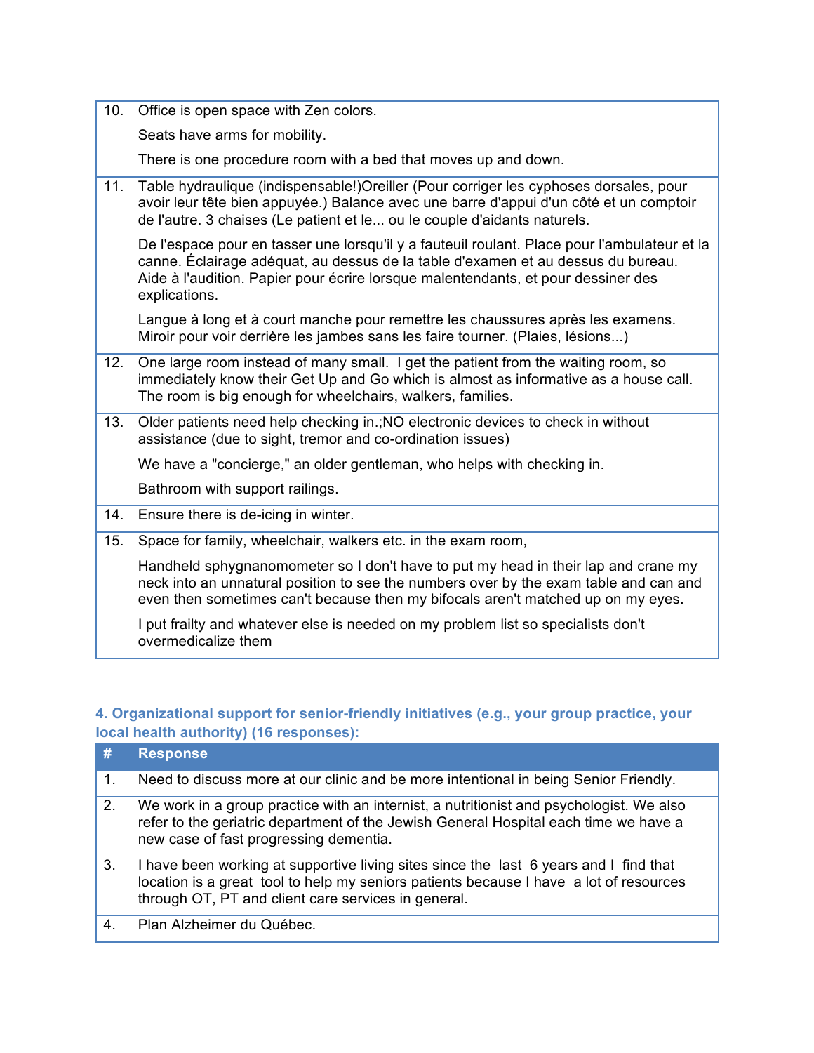| # | Response |
|---|---|
| 10. | Office is open space with Zen colors. Seats have arms for mobility. There is one procedure room with a bed that moves up and down. |
| 11. | Table hydraulique (indispensable!)Oreiller (Pour corriger les cyphoses dorsales, pour avoir leur tête bien appuyée.) Balance avec une barre d'appui d'un côté et un comptoir de l'autre. 3 chaises (Le patient et le... ou le couple d'aidants naturels. De l'espace pour en tasser une lorsqu'il y a fauteuil roulant. Place pour l'ambulateur et la canne. Éclairage adéquat, au dessus de la table d'examen et au dessus du bureau. Aide à l'audition. Papier pour écrire lorsque malentendants, et pour dessiner des explications. Langue à long et à court manche pour remettre les chaussures après les examens. Miroir pour voir derrière les jambes sans les faire tourner. (Plaies, lésions...) |
| 12. | One large room instead of many small. I get the patient from the waiting room, so immediately know their Get Up and Go which is almost as informative as a house call. The room is big enough for wheelchairs, walkers, families. |
| 13. | Older patients need help checking in.;NO electronic devices to check in without assistance (due to sight, tremor and co-ordination issues) We have a "concierge," an older gentleman, who helps with checking in. Bathroom with support railings. |
| 14. | Ensure there is de-icing in winter. |
| 15. | Space for family, wheelchair, walkers etc. in the exam room, Handheld sphygnanomometer so I don't have to put my head in their lap and crane my neck into an unnatural position to see the numbers over by the exam table and can and even then sometimes can't because then my bifocals aren't matched up on my eyes. I put frailty and whatever else is needed on my problem list so specialists don't overmedicalize them |

### 4. Organizational support for senior-friendly initiatives (e.g., your group practice, your local health authority) (16 responses):

| # | Response |
|---|---|
| 1. | Need to discuss more at our clinic and be more intentional in being Senior Friendly. |
| 2. | We work in a group practice with an internist, a nutritionist and psychologist. We also refer to the geriatric department of the Jewish General Hospital each time we have a new case of fast progressing dementia. |
| 3. | I have been working at supportive living sites since the last 6 years and I find that location is a great tool to help my seniors patients because I have a lot of resources through OT, PT and client care services in general. |
| 4. | Plan Alzheimer du Québec. |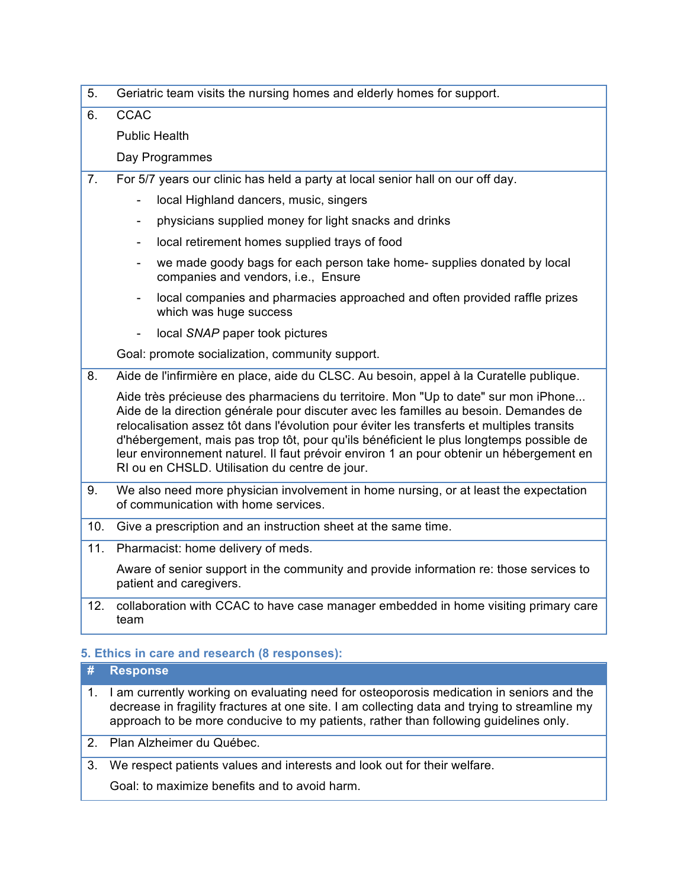| # | Response |
|---|---|
| 5. | Geriatric team visits the nursing homes and elderly homes for support. |
| 6. | CCAC<br>Public Health<br>Day Programmes |
| 7. | For 5/7 years our clinic has held a party at local senior hall on our off day.<br>- local Highland dancers, music, singers<br>- physicians supplied money for light snacks and drinks<br>- local retirement homes supplied trays of food<br>- we made goody bags for each person take home- supplies donated by local companies and vendors, i.e., Ensure<br>- local companies and pharmacies approached and often provided raffle prizes which was huge success<br>- local *SNAP* paper took pictures<br>Goal: promote socialization, community support. |
| 8. | Aide de l'infirmière en place, aide du CLSC. Au besoin, appel à la Curatelle publique.<br>Aide très précieuse des pharmaciens du territoire. Mon "Up to date" sur mon iPhone... Aide de la direction générale pour discuter avec les familles au besoin. Demandes de relocalisation assez tôt dans l'évolution pour éviter les transferts et multiples transits d'hébergement, mais pas trop tôt, pour qu'ils bénéficient le plus longtemps possible de leur environnement naturel. Il faut prévoir environ 1 an pour obtenir un hébergement en RI ou en CHSLD. Utilisation du centre de jour. |
| 9. | We also need more physician involvement in home nursing, or at least the expectation of communication with home services. |
| 10. | Give a prescription and an instruction sheet at the same time. |
| 11. | Pharmacist: home delivery of meds.<br>Aware of senior support in the community and provide information re: those services to patient and caregivers. |
| 12. | collaboration with CCAC to have case manager embedded in home visiting primary care team |

### 5. Ethics in care and research (8 responses):

| # | Response |
|---|---|
| 1. | I am currently working on evaluating need for osteoporosis medication in seniors and the decrease in fragility fractures at one site. I am collecting data and trying to streamline my approach to be more conducive to my patients, rather than following guidelines only. |
| 2. | Plan Alzheimer du Québec. |
| 3. | We respect patients values and interests and look out for their welfare.<br>Goal: to maximize benefits and to avoid harm. |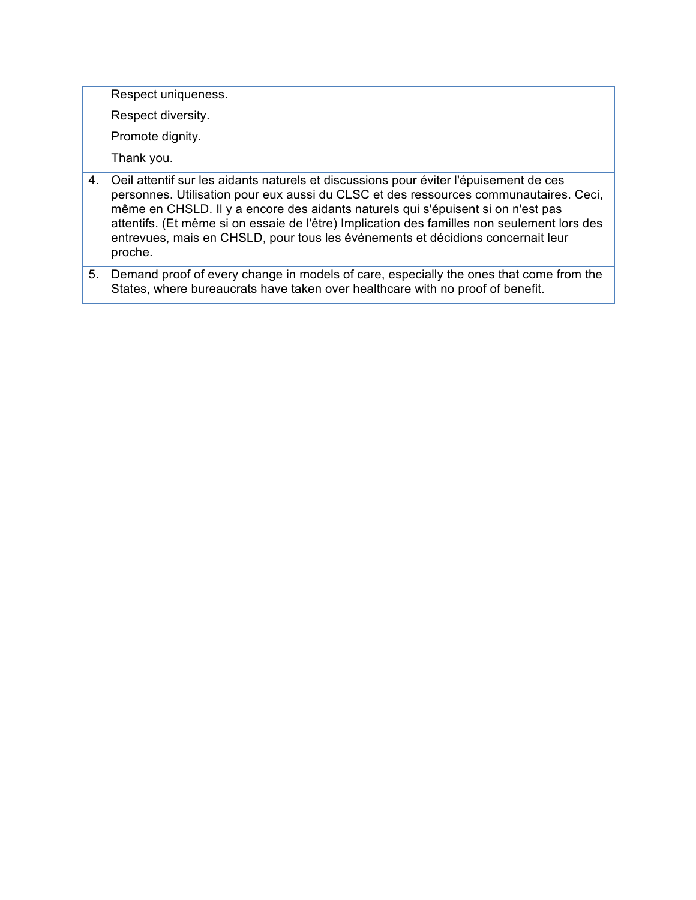| | |
|---|---|
| | Respect uniqueness.<br><br>Respect diversity.<br><br>Promote dignity.<br><br>Thank you. |
| 4. | Oeil attentif sur les aidants naturels et discussions pour éviter l'épuisement de ces personnes. Utilisation pour eux aussi du CLSC et des ressources communautaires. Ceci, même en CHSLD. Il y a encore des aidants naturels qui s'épuisent si on n'est pas attentifs. (Et même si on essaie de l'être) Implication des familles non seulement lors des entrevues, mais en CHSLD, pour tous les événements et décidions concernait leur proche. |
| 5. | Demand proof of every change in models of care, especially the ones that come from the States, where bureaucrats have taken over healthcare with no proof of benefit. |